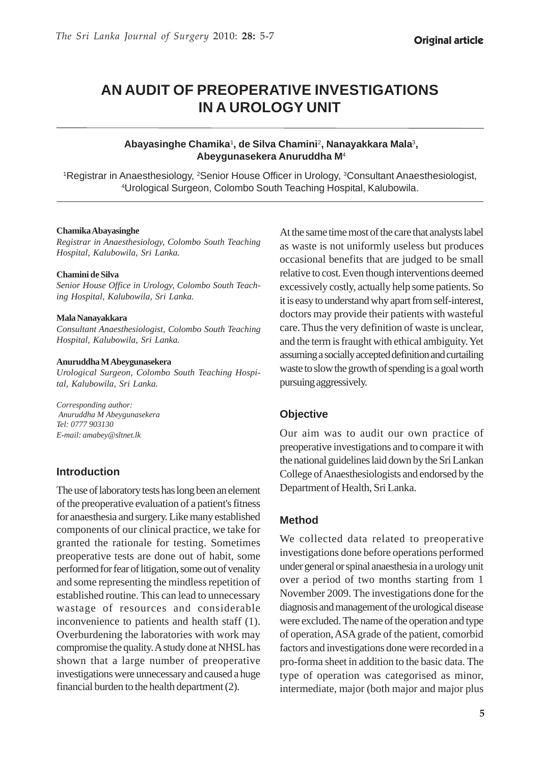# AN AUDIT OF PREOPERATIVE INVESTIGATIONS IN A UROLOGY UNIT

**Abayasinghe Chamika[1], de Silva Chamini[2], Nanayakkara Mala[3], Abeygunasekera Anuruddha M[4]**

[1]Registrar in Anaesthesiology, [2]Senior House Officer in Urology, [3]Consultant Anaesthesiologist, [4]Urological Surgeon, Colombo South Teaching Hospital, Kalubowila.

**Chamika Abayasinghe**
*Registrar in Anaesthesiology, Colombo South Teaching Hospital, Kalubowila, Sri Lanka.*

**Chamini de Silva**
*Senior House Office in Urology, Colombo South Teaching Hospital, Kalubowila, Sri Lanka.*

**Mala Nanayakkara**
*Consultant Anaesthesiologist, Colombo South Teaching Hospital, Kalubowila, Sri Lanka.*

**Anuruddha M Abeygunasekera**
*Urological Surgeon, Colombo South Teaching Hospital, Kalubowila, Sri Lanka.*

*Corresponding author:*
*Anuruddha M Abeygunasekera*
*Tel: 0777 903130*
*E-mail: amabey@sltnet.lk*

## Introduction

The use of laboratory tests has long been an element of the preoperative evaluation of a patient's fitness for anaesthesia and surgery. Like many established components of our clinical practice, we take for granted the rationale for testing. Sometimes preoperative tests are done out of habit, some performed for fear of litigation, some out of venality and some representing the mindless repetition of established routine. This can lead to unnecessary wastage of resources and considerable inconvenience to patients and health staff (1). Overburdening the laboratories with work may compromise the quality. A study done at NHSL has shown that a large number of preoperative investigations were unnecessary and caused a huge financial burden to the health department (2).

At the same time most of the care that analysts label as waste is not uniformly useless but produces occasional benefits that are judged to be small relative to cost. Even though interventions deemed excessively costly, actually help some patients. So it is easy to understand why apart from self-interest, doctors may provide their patients with wasteful care. Thus the very definition of waste is unclear, and the term is fraught with ethical ambiguity. Yet assuming a socially accepted definition and curtailing waste to slow the growth of spending is a goal worth pursuing aggressively.

## Objective

Our aim was to audit our own practice of preoperative investigations and to compare it with the national guidelines laid down by the Sri Lankan College of Anaesthesiologists and endorsed by the Department of Health, Sri Lanka.

## Method

We collected data related to preoperative investigations done before operations performed under general or spinal anaesthesia in a urology unit over a period of two months starting from 1 November 2009. The investigations done for the diagnosis and management of the urological disease were excluded. The name of the operation and type of operation, ASA grade of the patient, comorbid factors and investigations done were recorded in a pro-forma sheet in addition to the basic data. The type of operation was categorised as minor, intermediate, major (both major and major plus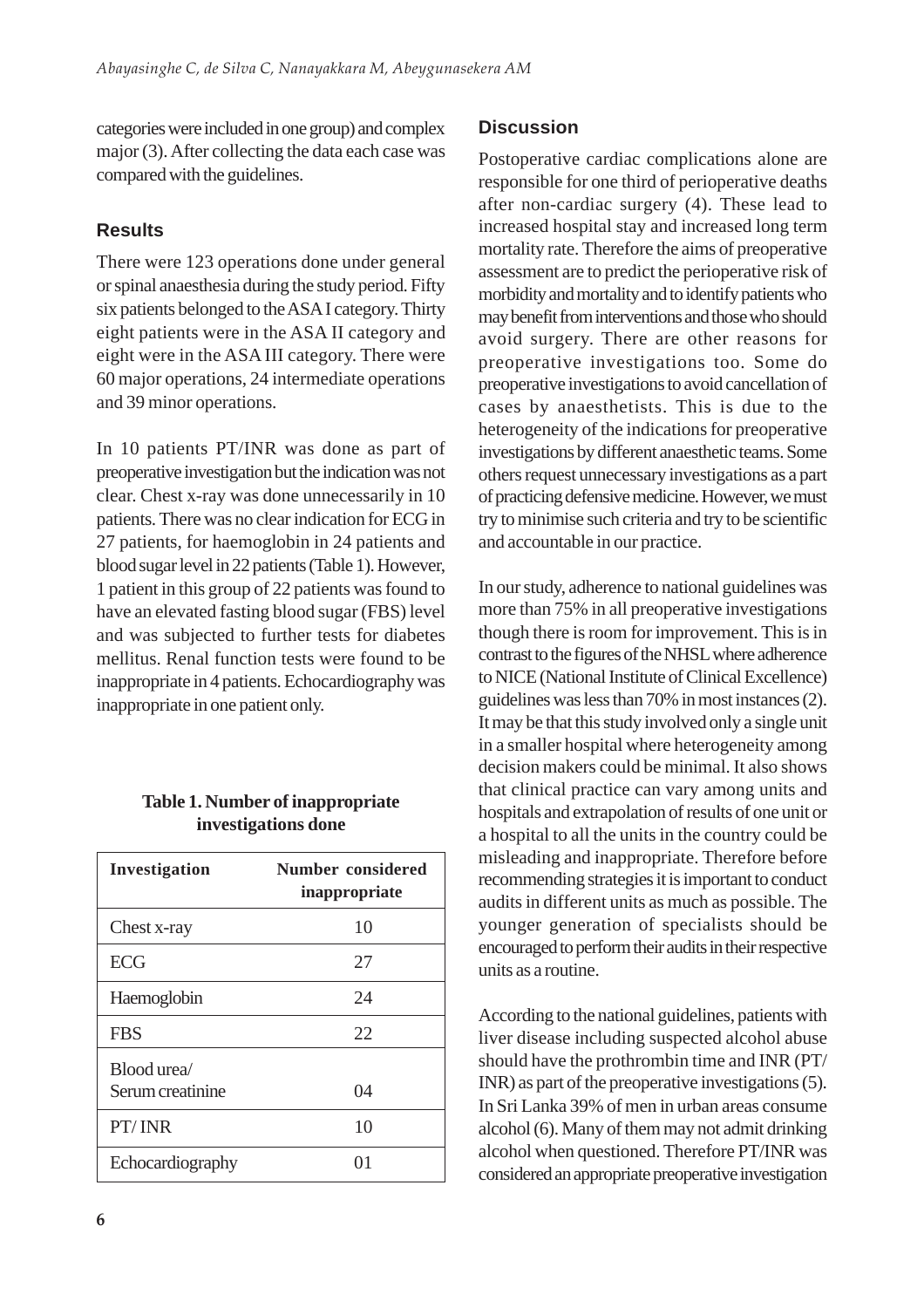categories were included in one group) and complex major (3). After collecting the data each case was compared with the guidelines.

## Results

There were 123 operations done under general or spinal anaesthesia during the study period. Fifty six patients belonged to the ASA I category. Thirty eight patients were in the ASA II category and eight were in the ASA III category. There were 60 major operations, 24 intermediate operations and 39 minor operations.

In 10 patients PT/INR was done as part of preoperative investigation but the indication was not clear. Chest x-ray was done unnecessarily in 10 patients. There was no clear indication for ECG in 27 patients, for haemoglobin in 24 patients and blood sugar level in 22 patients (Table 1). However, 1 patient in this group of 22 patients was found to have an elevated fasting blood sugar (FBS) level and was subjected to further tests for diabetes mellitus. Renal function tests were found to be inappropriate in 4 patients. Echocardiography was inappropriate in one patient only.

**Table 1. Number of inappropriate investigations done**

| Investigation | Number considered inappropriate |
|---|---|
| Chest x-ray | 10 |
| ECG | 27 |
| Haemoglobin | 24 |
| FBS | 22 |
| Blood urea/ Serum creatinine | 04 |
| PT/ INR | 10 |
| Echocardiography | 01 |

## Discussion

Postoperative cardiac complications alone are responsible for one third of perioperative deaths after non-cardiac surgery (4). These lead to increased hospital stay and increased long term mortality rate. Therefore the aims of preoperative assessment are to predict the perioperative risk of morbidity and mortality and to identify patients who may benefit from interventions and those who should avoid surgery. There are other reasons for preoperative investigations too. Some do preoperative investigations to avoid cancellation of cases by anaesthetists. This is due to the heterogeneity of the indications for preoperative investigations by different anaesthetic teams. Some others request unnecessary investigations as a part of practicing defensive medicine. However, we must try to minimise such criteria and try to be scientific and accountable in our practice.

In our study, adherence to national guidelines was more than 75% in all preoperative investigations though there is room for improvement. This is in contrast to the figures of the NHSL where adherence to NICE (National Institute of Clinical Excellence) guidelines was less than 70% in most instances (2). It may be that this study involved only a single unit in a smaller hospital where heterogeneity among decision makers could be minimal. It also shows that clinical practice can vary among units and hospitals and extrapolation of results of one unit or a hospital to all the units in the country could be misleading and inappropriate. Therefore before recommending strategies it is important to conduct audits in different units as much as possible. The younger generation of specialists should be encouraged to perform their audits in their respective units as a routine.

According to the national guidelines, patients with liver disease including suspected alcohol abuse should have the prothrombin time and INR (PT/ INR) as part of the preoperative investigations (5). In Sri Lanka 39% of men in urban areas consume alcohol (6). Many of them may not admit drinking alcohol when questioned. Therefore PT/INR was considered an appropriate preoperative investigation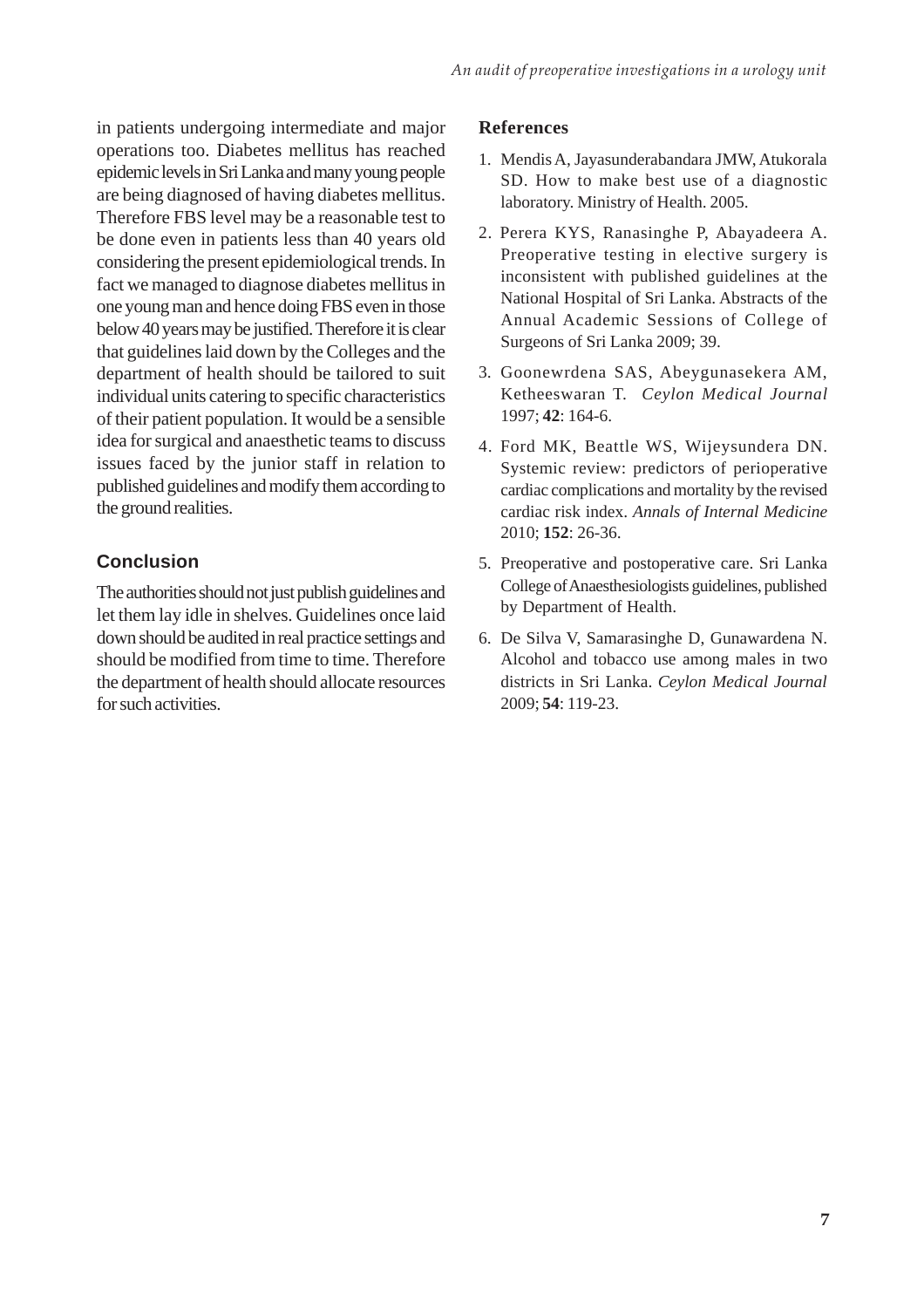in patients undergoing intermediate and major operations too. Diabetes mellitus has reached epidemic levels in Sri Lanka and many young people are being diagnosed of having diabetes mellitus. Therefore FBS level may be a reasonable test to be done even in patients less than 40 years old considering the present epidemiological trends. In fact we managed to diagnose diabetes mellitus in one young man and hence doing FBS even in those below 40 years may be justified. Therefore it is clear that guidelines laid down by the Colleges and the department of health should be tailored to suit individual units catering to specific characteristics of their patient population. It would be a sensible idea for surgical and anaesthetic teams to discuss issues faced by the junior staff in relation to published guidelines and modify them according to the ground realities.

## Conclusion

The authorities should not just publish guidelines and let them lay idle in shelves. Guidelines once laid down should be audited in real practice settings and should be modified from time to time. Therefore the department of health should allocate resources for such activities.

## References

1. Mendis A, Jayasunderabandara JMW, Atukorala SD. How to make best use of a diagnostic laboratory. Ministry of Health. 2005.
2. Perera KYS, Ranasinghe P, Abayadeera A. Preoperative testing in elective surgery is inconsistent with published guidelines at the National Hospital of Sri Lanka. Abstracts of the Annual Academic Sessions of College of Surgeons of Sri Lanka 2009; 39.
3. Goonewrdena SAS, Abeygunasekera AM, Ketheeswaran T. *Ceylon Medical Journal* 1997; **42**: 164-6.
4. Ford MK, Beattle WS, Wijeysundera DN. Systemic review: predictors of perioperative cardiac complications and mortality by the revised cardiac risk index. *Annals of Internal Medicine* 2010; **152**: 26-36.
5. Preoperative and postoperative care. Sri Lanka College of Anaesthesiologists guidelines, published by Department of Health.
6. De Silva V, Samarasinghe D, Gunawardena N. Alcohol and tobacco use among males in two districts in Sri Lanka. *Ceylon Medical Journal* 2009; **54**: 119-23.